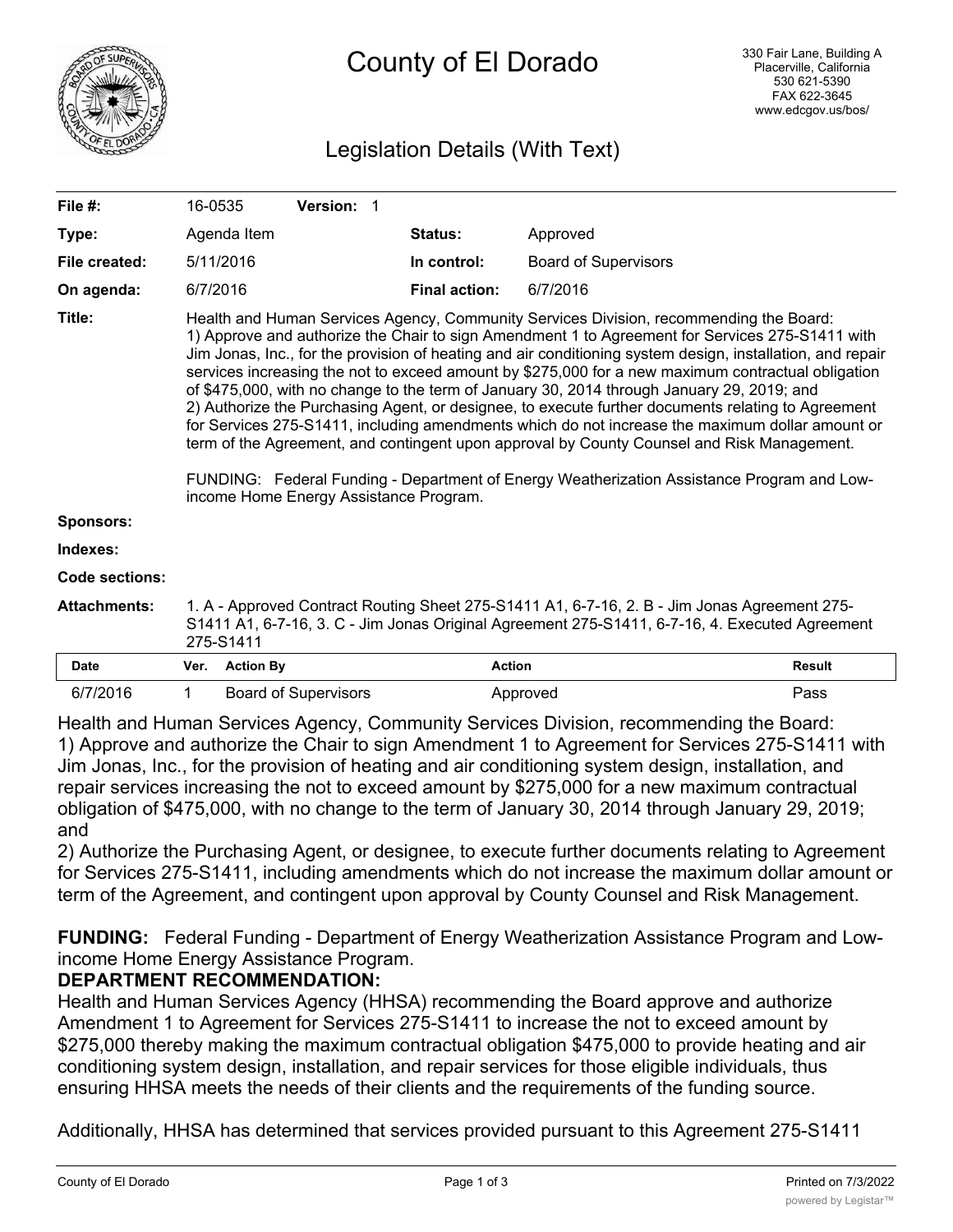# County of El Dorado

330 Fair Lane, Building A
Placerville, California
530 621-5390
FAX 622-3645
www.edcgov.us/bos/

## Legislation Details (With Text)

| | | | |
|---|---|---|---|
| **File #:** | 16-0535 **Version:** 1 | | |
| **Type:** | Agenda Item | **Status:** | Approved |
| **File created:** | 5/11/2016 | **In control:** | Board of Supervisors |
| **On agenda:** | 6/7/2016 | **Final action:** | 6/7/2016 |

**Title:** Health and Human Services Agency, Community Services Division, recommending the Board:
1) Approve and authorize the Chair to sign Amendment 1 to Agreement for Services 275-S1411 with Jim Jonas, Inc., for the provision of heating and air conditioning system design, installation, and repair services increasing the not to exceed amount by $275,000 for a new maximum contractual obligation of $475,000, with no change to the term of January 30, 2014 through January 29, 2019; and
2) Authorize the Purchasing Agent, or designee, to execute further documents relating to Agreement for Services 275-S1411, including amendments which do not increase the maximum dollar amount or term of the Agreement, and contingent upon approval by County Counsel and Risk Management.

FUNDING: Federal Funding - Department of Energy Weatherization Assistance Program and Low-income Home Energy Assistance Program.

**Sponsors:**

**Indexes:**

**Code sections:**

**Attachments:** 1. A - Approved Contract Routing Sheet 275-S1411 A1, 6-7-16, 2. B - Jim Jonas Agreement 275-S1411 A1, 6-7-16, 3. C - Jim Jonas Original Agreement 275-S1411, 6-7-16, 4. Executed Agreement 275-S1411

| Date | Ver. | Action By | Action | Result |
|---|---|---|---|---|
| 6/7/2016 | 1 | Board of Supervisors | Approved | Pass |

Health and Human Services Agency, Community Services Division, recommending the Board:
1) Approve and authorize the Chair to sign Amendment 1 to Agreement for Services 275-S1411 with Jim Jonas, Inc., for the provision of heating and air conditioning system design, installation, and repair services increasing the not to exceed amount by $275,000 for a new maximum contractual obligation of $475,000, with no change to the term of January 30, 2014 through January 29, 2019; and
2) Authorize the Purchasing Agent, or designee, to execute further documents relating to Agreement for Services 275-S1411, including amendments which do not increase the maximum dollar amount or term of the Agreement, and contingent upon approval by County Counsel and Risk Management.

**FUNDING:** Federal Funding - Department of Energy Weatherization Assistance Program and Low-income Home Energy Assistance Program.

**DEPARTMENT RECOMMENDATION:**

Health and Human Services Agency (HHSA) recommending the Board approve and authorize Amendment 1 to Agreement for Services 275-S1411 to increase the not to exceed amount by $275,000 thereby making the maximum contractual obligation $475,000 to provide heating and air conditioning system design, installation, and repair services for those eligible individuals, thus ensuring HHSA meets the needs of their clients and the requirements of the funding source.

Additionally, HHSA has determined that services provided pursuant to this Agreement 275-S1411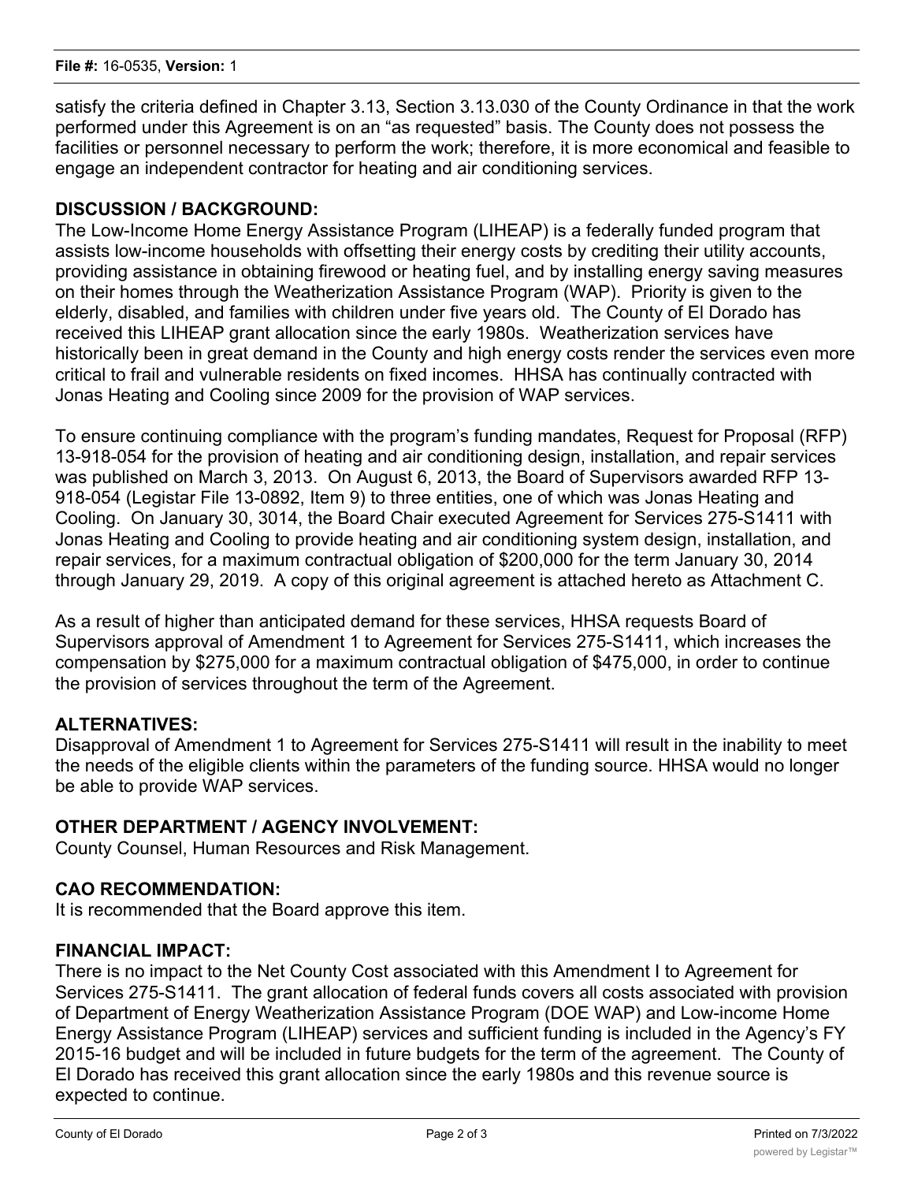satisfy the criteria defined in Chapter 3.13, Section 3.13.030 of the County Ordinance in that the work performed under this Agreement is on an "as requested" basis. The County does not possess the facilities or personnel necessary to perform the work; therefore, it is more economical and feasible to engage an independent contractor for heating and air conditioning services.

**DISCUSSION / BACKGROUND:**

The Low-Income Home Energy Assistance Program (LIHEAP) is a federally funded program that assists low-income households with offsetting their energy costs by crediting their utility accounts, providing assistance in obtaining firewood or heating fuel, and by installing energy saving measures on their homes through the Weatherization Assistance Program (WAP). Priority is given to the elderly, disabled, and families with children under five years old. The County of El Dorado has received this LIHEAP grant allocation since the early 1980s. Weatherization services have historically been in great demand in the County and high energy costs render the services even more critical to frail and vulnerable residents on fixed incomes. HHSA has continually contracted with Jonas Heating and Cooling since 2009 for the provision of WAP services.

To ensure continuing compliance with the program's funding mandates, Request for Proposal (RFP) 13-918-054 for the provision of heating and air conditioning design, installation, and repair services was published on March 3, 2013. On August 6, 2013, the Board of Supervisors awarded RFP 13-918-054 (Legistar File 13-0892, Item 9) to three entities, one of which was Jonas Heating and Cooling. On January 30, 3014, the Board Chair executed Agreement for Services 275-S1411 with Jonas Heating and Cooling to provide heating and air conditioning system design, installation, and repair services, for a maximum contractual obligation of $200,000 for the term January 30, 2014 through January 29, 2019. A copy of this original agreement is attached hereto as Attachment C.

As a result of higher than anticipated demand for these services, HHSA requests Board of Supervisors approval of Amendment 1 to Agreement for Services 275-S1411, which increases the compensation by $275,000 for a maximum contractual obligation of $475,000, in order to continue the provision of services throughout the term of the Agreement.

**ALTERNATIVES:**

Disapproval of Amendment 1 to Agreement for Services 275-S1411 will result in the inability to meet the needs of the eligible clients within the parameters of the funding source. HHSA would no longer be able to provide WAP services.

**OTHER DEPARTMENT / AGENCY INVOLVEMENT:**

County Counsel, Human Resources and Risk Management.

**CAO RECOMMENDATION:**

It is recommended that the Board approve this item.

**FINANCIAL IMPACT:**

There is no impact to the Net County Cost associated with this Amendment I to Agreement for Services 275-S1411. The grant allocation of federal funds covers all costs associated with provision of Department of Energy Weatherization Assistance Program (DOE WAP) and Low-income Home Energy Assistance Program (LIHEAP) services and sufficient funding is included in the Agency's FY 2015-16 budget and will be included in future budgets for the term of the agreement. The County of El Dorado has received this grant allocation since the early 1980s and this revenue source is expected to continue.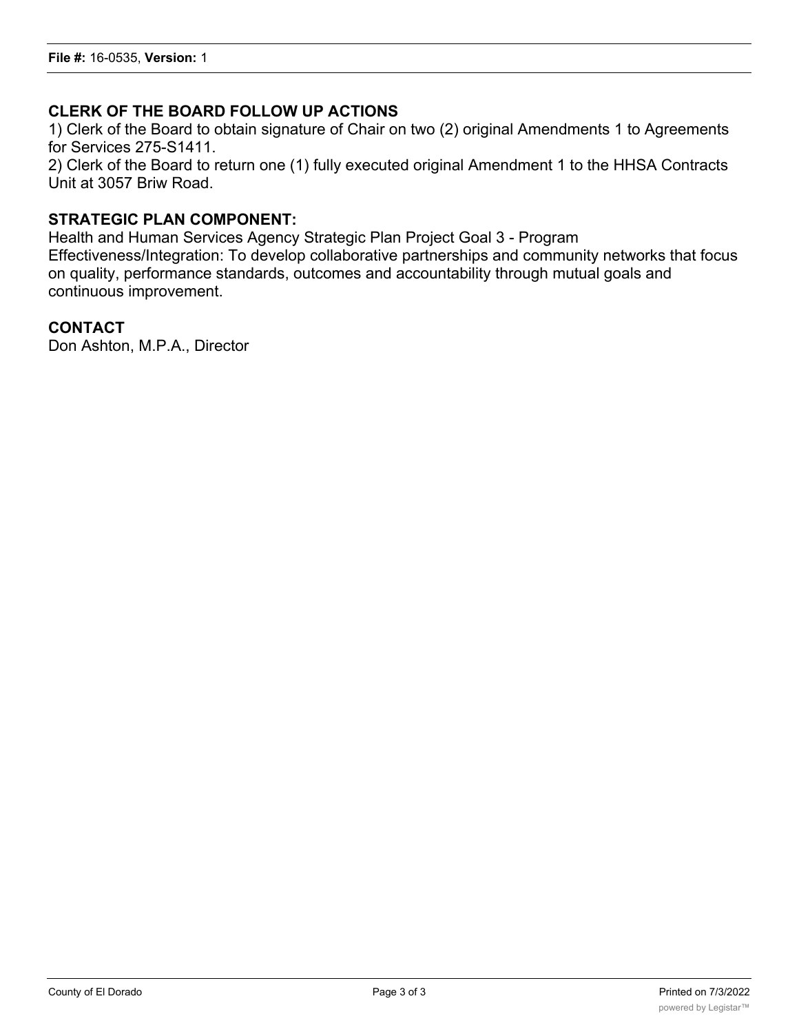## CLERK OF THE BOARD FOLLOW UP ACTIONS

1) Clerk of the Board to obtain signature of Chair on two (2) original Amendments 1 to Agreements for Services 275-S1411.
2) Clerk of the Board to return one (1) fully executed original Amendment 1 to the HHSA Contracts Unit at 3057 Briw Road.

## STRATEGIC PLAN COMPONENT:

Health and Human Services Agency Strategic Plan Project Goal 3 - Program Effectiveness/Integration: To develop collaborative partnerships and community networks that focus on quality, performance standards, outcomes and accountability through mutual goals and continuous improvement.

## CONTACT

Don Ashton, M.P.A., Director